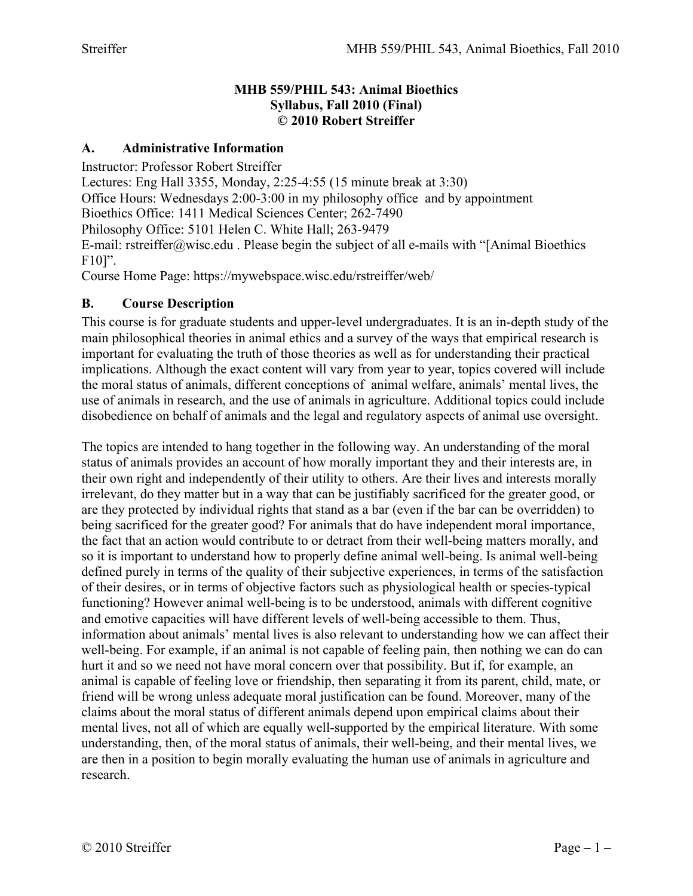**MHB 559/PHIL 543: Animal Bioethics**
**Syllabus, Fall 2010 (Final)**
**© 2010 Robert Streiffer**

## A. Administrative Information

Instructor: Professor Robert Streiffer
Lectures: Eng Hall 3355, Monday, 2:25-4:55 (15 minute break at 3:30)
Office Hours: Wednesdays 2:00-3:00 in my philosophy office and by appointment
Bioethics Office: 1411 Medical Sciences Center; 262-7490
Philosophy Office: 5101 Helen C. White Hall; 263-9479
E-mail: rstreiffer@wisc.edu . Please begin the subject of all e-mails with "[Animal Bioethics F10]".
Course Home Page: https://mywebspace.wisc.edu/rstreiffer/web/

## B. Course Description

This course is for graduate students and upper-level undergraduates. It is an in-depth study of the main philosophical theories in animal ethics and a survey of the ways that empirical research is important for evaluating the truth of those theories as well as for understanding their practical implications. Although the exact content will vary from year to year, topics covered will include the moral status of animals, different conceptions of animal welfare, animals' mental lives, the use of animals in research, and the use of animals in agriculture. Additional topics could include disobedience on behalf of animals and the legal and regulatory aspects of animal use oversight.

The topics are intended to hang together in the following way. An understanding of the moral status of animals provides an account of how morally important they and their interests are, in their own right and independently of their utility to others. Are their lives and interests morally irrelevant, do they matter but in a way that can be justifiably sacrificed for the greater good, or are they protected by individual rights that stand as a bar (even if the bar can be overridden) to being sacrificed for the greater good? For animals that do have independent moral importance, the fact that an action would contribute to or detract from their well-being matters morally, and so it is important to understand how to properly define animal well-being. Is animal well-being defined purely in terms of the quality of their subjective experiences, in terms of the satisfaction of their desires, or in terms of objective factors such as physiological health or species-typical functioning? However animal well-being is to be understood, animals with different cognitive and emotive capacities will have different levels of well-being accessible to them. Thus, information about animals' mental lives is also relevant to understanding how we can affect their well-being. For example, if an animal is not capable of feeling pain, then nothing we can do can hurt it and so we need not have moral concern over that possibility. But if, for example, an animal is capable of feeling love or friendship, then separating it from its parent, child, mate, or friend will be wrong unless adequate moral justification can be found. Moreover, many of the claims about the moral status of different animals depend upon empirical claims about their mental lives, not all of which are equally well-supported by the empirical literature. With some understanding, then, of the moral status of animals, their well-being, and their mental lives, we are then in a position to begin morally evaluating the human use of animals in agriculture and research.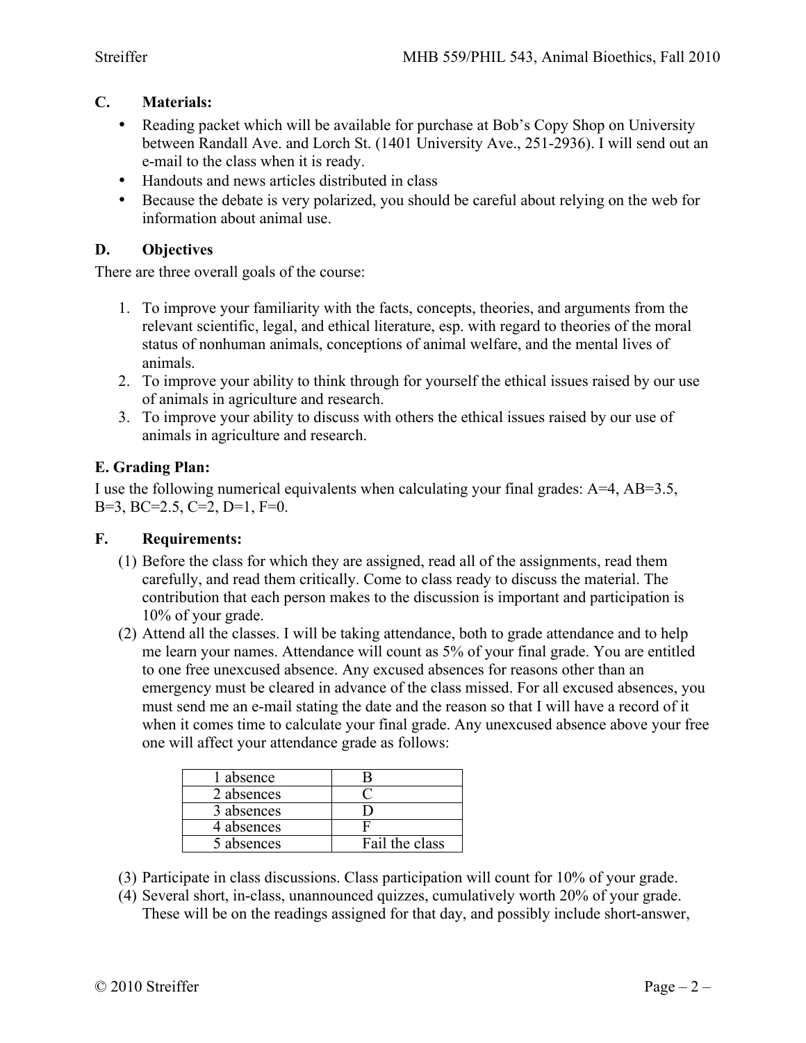## C. Materials:

- Reading packet which will be available for purchase at Bob's Copy Shop on University between Randall Ave. and Lorch St. (1401 University Ave., 251-2936). I will send out an e-mail to the class when it is ready.
- Handouts and news articles distributed in class
- Because the debate is very polarized, you should be careful about relying on the web for information about animal use.

## D. Objectives

There are three overall goals of the course:

1. To improve your familiarity with the facts, concepts, theories, and arguments from the relevant scientific, legal, and ethical literature, esp. with regard to theories of the moral status of nonhuman animals, conceptions of animal welfare, and the mental lives of animals.
2. To improve your ability to think through for yourself the ethical issues raised by our use of animals in agriculture and research.
3. To improve your ability to discuss with others the ethical issues raised by our use of animals in agriculture and research.

## E. Grading Plan:

I use the following numerical equivalents when calculating your final grades: A=4, AB=3.5, B=3, BC=2.5, C=2, D=1, F=0.

## F. Requirements:

(1) Before the class for which they are assigned, read all of the assignments, read them carefully, and read them critically. Come to class ready to discuss the material. The contribution that each person makes to the discussion is important and participation is 10% of your grade.

(2) Attend all the classes. I will be taking attendance, both to grade attendance and to help me learn your names. Attendance will count as 5% of your final grade. You are entitled to one free unexcused absence. Any excused absences for reasons other than an emergency must be cleared in advance of the class missed. For all excused absences, you must send me an e-mail stating the date and the reason so that I will have a record of it when it comes time to calculate your final grade. Any unexcused absence above your free one will affect your attendance grade as follows:

| | |
|---|---|
| 1 absence | B |
| 2 absences | C |
| 3 absences | D |
| 4 absences | F |
| 5 absences | Fail the class |

(3) Participate in class discussions. Class participation will count for 10% of your grade.

(4) Several short, in-class, unannounced quizzes, cumulatively worth 20% of your grade. These will be on the readings assigned for that day, and possibly include short-answer,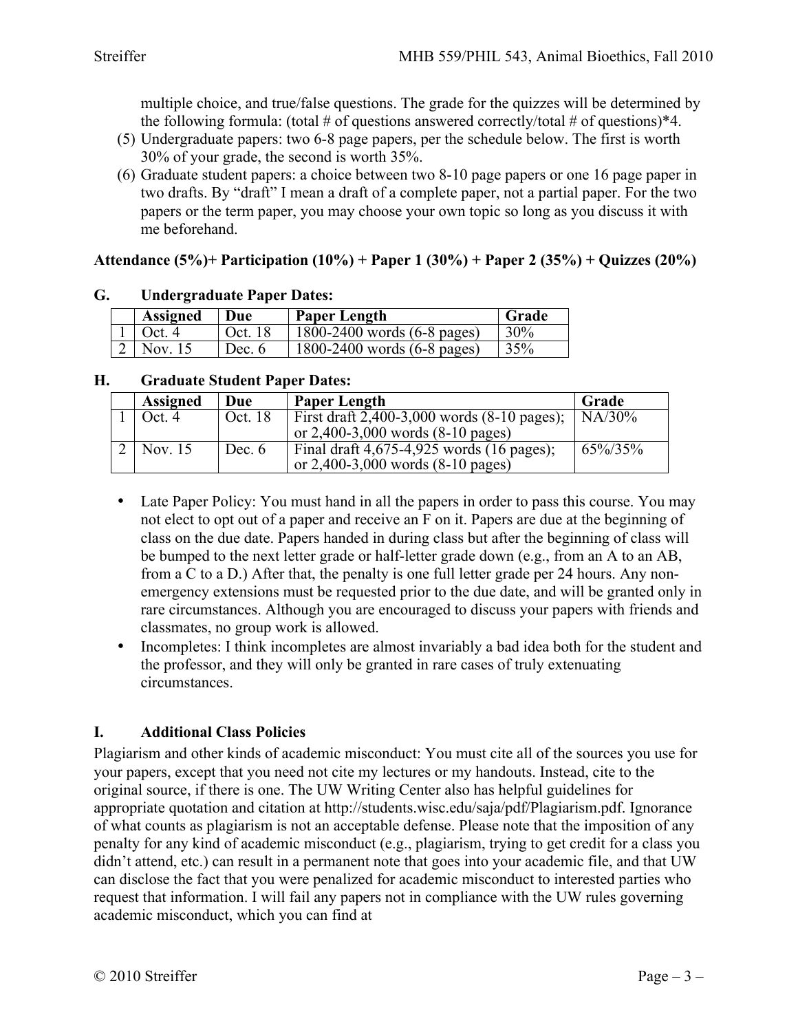multiple choice, and true/false questions. The grade for the quizzes will be determined by the following formula: (total # of questions answered correctly/total # of questions)*4.

(5) Undergraduate papers: two 6-8 page papers, per the schedule below. The first is worth 30% of your grade, the second is worth 35%.

(6) Graduate student papers: a choice between two 8-10 page papers or one 16 page paper in two drafts. By "draft" I mean a draft of a complete paper, not a partial paper. For the two papers or the term paper, you may choose your own topic so long as you discuss it with me beforehand.

**Attendance (5%)+ Participation (10%) + Paper 1 (30%) + Paper 2 (35%) + Quizzes (20%)**

## G. Undergraduate Paper Dates:

| | Assigned | Due | Paper Length | Grade |
|---|---|---|---|---|
| 1 | Oct. 4 | Oct. 18 | 1800-2400 words (6-8 pages) | 30% |
| 2 | Nov. 15 | Dec. 6 | 1800-2400 words (6-8 pages) | 35% |

## H. Graduate Student Paper Dates:

| | Assigned | Due | Paper Length | Grade |
|---|---|---|---|---|
| 1 | Oct. 4 | Oct. 18 | First draft 2,400-3,000 words (8-10 pages); or 2,400-3,000 words (8-10 pages) | NA/30% |
| 2 | Nov. 15 | Dec. 6 | Final draft 4,675-4,925 words (16 pages); or 2,400-3,000 words (8-10 pages) | 65%/35% |

- Late Paper Policy: You must hand in all the papers in order to pass this course. You may not elect to opt out of a paper and receive an F on it. Papers are due at the beginning of class on the due date. Papers handed in during class but after the beginning of class will be bumped to the next letter grade or half-letter grade down (e.g., from an A to an AB, from a C to a D.) After that, the penalty is one full letter grade per 24 hours. Any non-emergency extensions must be requested prior to the due date, and will be granted only in rare circumstances. Although you are encouraged to discuss your papers with friends and classmates, no group work is allowed.
- Incompletes: I think incompletes are almost invariably a bad idea both for the student and the professor, and they will only be granted in rare cases of truly extenuating circumstances.

## I. Additional Class Policies

Plagiarism and other kinds of academic misconduct: You must cite all of the sources you use for your papers, except that you need not cite my lectures or my handouts. Instead, cite to the original source, if there is one. The UW Writing Center also has helpful guidelines for appropriate quotation and citation at http://students.wisc.edu/saja/pdf/Plagiarism.pdf. Ignorance of what counts as plagiarism is not an acceptable defense. Please note that the imposition of any penalty for any kind of academic misconduct (e.g., plagiarism, trying to get credit for a class you didn't attend, etc.) can result in a permanent note that goes into your academic file, and that UW can disclose the fact that you were penalized for academic misconduct to interested parties who request that information. I will fail any papers not in compliance with the UW rules governing academic misconduct, which you can find at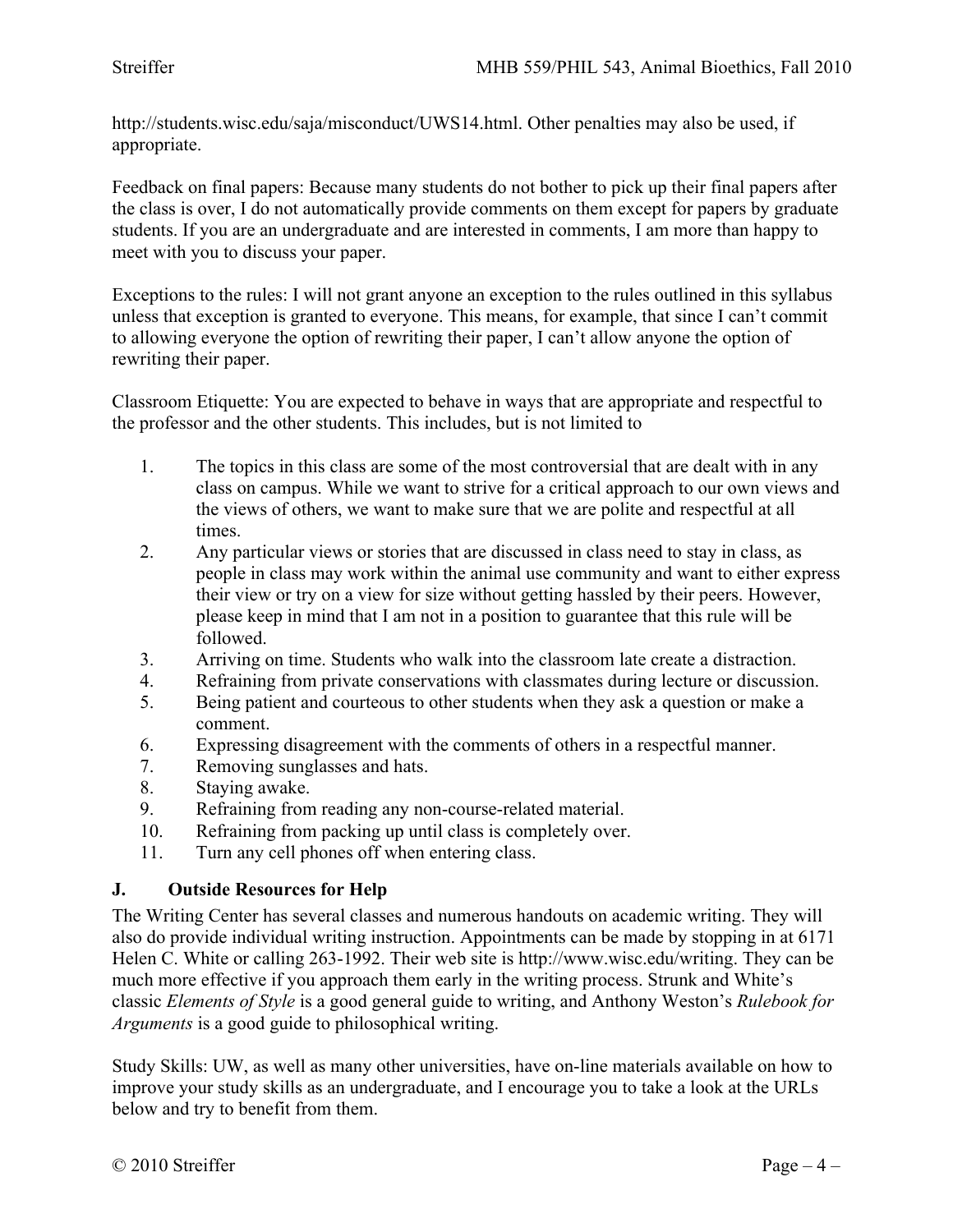http://students.wisc.edu/saja/misconduct/UWS14.html. Other penalties may also be used, if appropriate.

Feedback on final papers: Because many students do not bother to pick up their final papers after the class is over, I do not automatically provide comments on them except for papers by graduate students. If you are an undergraduate and are interested in comments, I am more than happy to meet with you to discuss your paper.

Exceptions to the rules: I will not grant anyone an exception to the rules outlined in this syllabus unless that exception is granted to everyone. This means, for example, that since I can't commit to allowing everyone the option of rewriting their paper, I can't allow anyone the option of rewriting their paper.

Classroom Etiquette: You are expected to behave in ways that are appropriate and respectful to the professor and the other students. This includes, but is not limited to

1. The topics in this class are some of the most controversial that are dealt with in any class on campus. While we want to strive for a critical approach to our own views and the views of others, we want to make sure that we are polite and respectful at all times.
2. Any particular views or stories that are discussed in class need to stay in class, as people in class may work within the animal use community and want to either express their view or try on a view for size without getting hassled by their peers. However, please keep in mind that I am not in a position to guarantee that this rule will be followed.
3. Arriving on time. Students who walk into the classroom late create a distraction.
4. Refraining from private conservations with classmates during lecture or discussion.
5. Being patient and courteous to other students when they ask a question or make a comment.
6. Expressing disagreement with the comments of others in a respectful manner.
7. Removing sunglasses and hats.
8. Staying awake.
9. Refraining from reading any non-course-related material.
10. Refraining from packing up until class is completely over.
11. Turn any cell phones off when entering class.

### J. Outside Resources for Help

The Writing Center has several classes and numerous handouts on academic writing. They will also do provide individual writing instruction. Appointments can be made by stopping in at 6171 Helen C. White or calling 263-1992. Their web site is http://www.wisc.edu/writing. They can be much more effective if you approach them early in the writing process. Strunk and White's classic *Elements of Style* is a good general guide to writing, and Anthony Weston's *Rulebook for Arguments* is a good guide to philosophical writing.

Study Skills: UW, as well as many other universities, have on-line materials available on how to improve your study skills as an undergraduate, and I encourage you to take a look at the URLs below and try to benefit from them.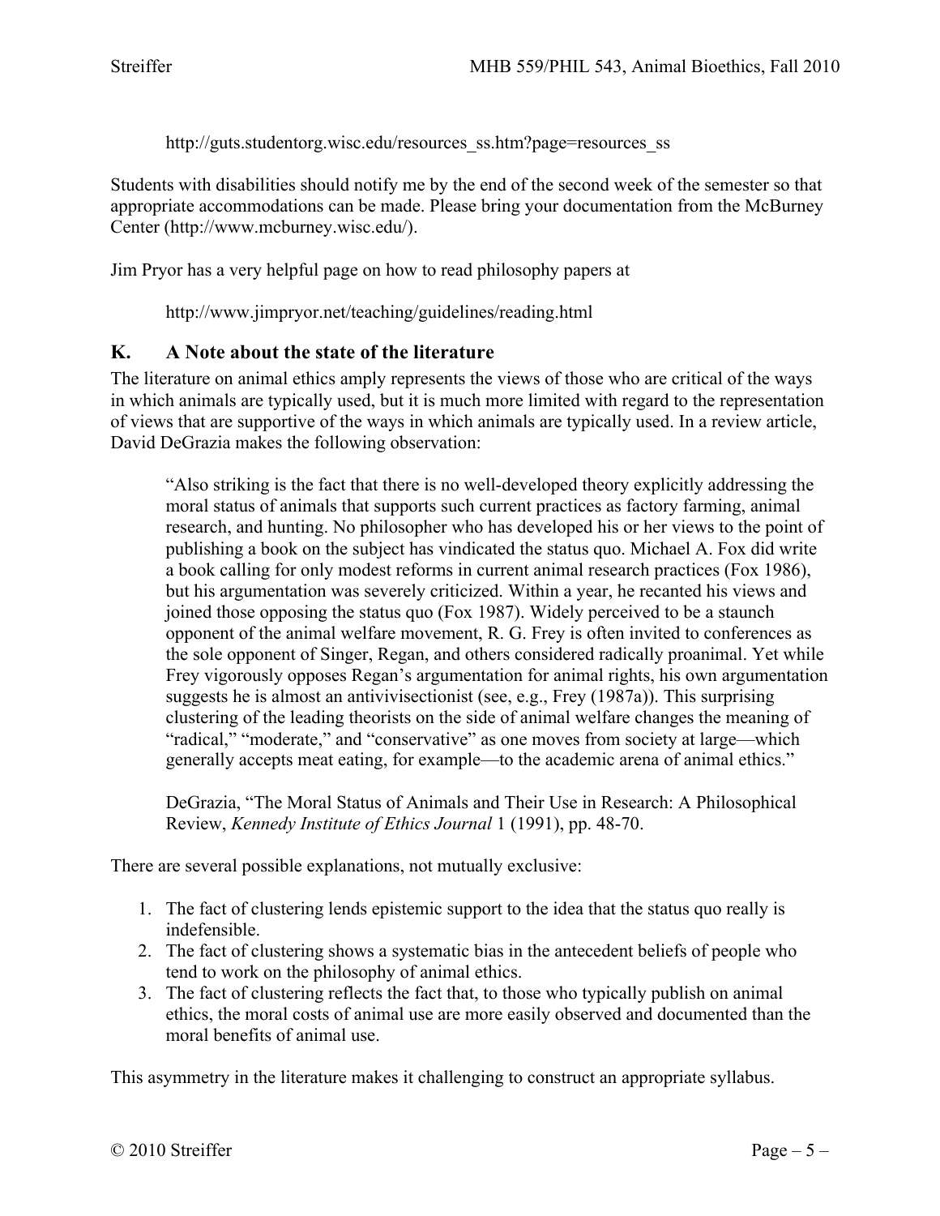http://guts.studentorg.wisc.edu/resources_ss.htm?page=resources_ss

Students with disabilities should notify me by the end of the second week of the semester so that appropriate accommodations can be made. Please bring your documentation from the McBurney Center (http://www.mcburney.wisc.edu/).

Jim Pryor has a very helpful page on how to read philosophy papers at

http://www.jimpryor.net/teaching/guidelines/reading.html

## K. A Note about the state of the literature

The literature on animal ethics amply represents the views of those who are critical of the ways in which animals are typically used, but it is much more limited with regard to the representation of views that are supportive of the ways in which animals are typically used. In a review article, David DeGrazia makes the following observation:

> "Also striking is the fact that there is no well-developed theory explicitly addressing the moral status of animals that supports such current practices as factory farming, animal research, and hunting. No philosopher who has developed his or her views to the point of publishing a book on the subject has vindicated the status quo. Michael A. Fox did write a book calling for only modest reforms in current animal research practices (Fox 1986), but his argumentation was severely criticized. Within a year, he recanted his views and joined those opposing the status quo (Fox 1987). Widely perceived to be a staunch opponent of the animal welfare movement, R. G. Frey is often invited to conferences as the sole opponent of Singer, Regan, and others considered radically proanimal. Yet while Frey vigorously opposes Regan's argumentation for animal rights, his own argumentation suggests he is almost an antivivisectionist (see, e.g., Frey (1987a)). This surprising clustering of the leading theorists on the side of animal welfare changes the meaning of "radical," "moderate," and "conservative" as one moves from society at large—which generally accepts meat eating, for example—to the academic arena of animal ethics."
>
> DeGrazia, "The Moral Status of Animals and Their Use in Research: A Philosophical Review, *Kennedy Institute of Ethics Journal* 1 (1991), pp. 48-70.

There are several possible explanations, not mutually exclusive:

1. The fact of clustering lends epistemic support to the idea that the status quo really is indefensible.
2. The fact of clustering shows a systematic bias in the antecedent beliefs of people who tend to work on the philosophy of animal ethics.
3. The fact of clustering reflects the fact that, to those who typically publish on animal ethics, the moral costs of animal use are more easily observed and documented than the moral benefits of animal use.

This asymmetry in the literature makes it challenging to construct an appropriate syllabus.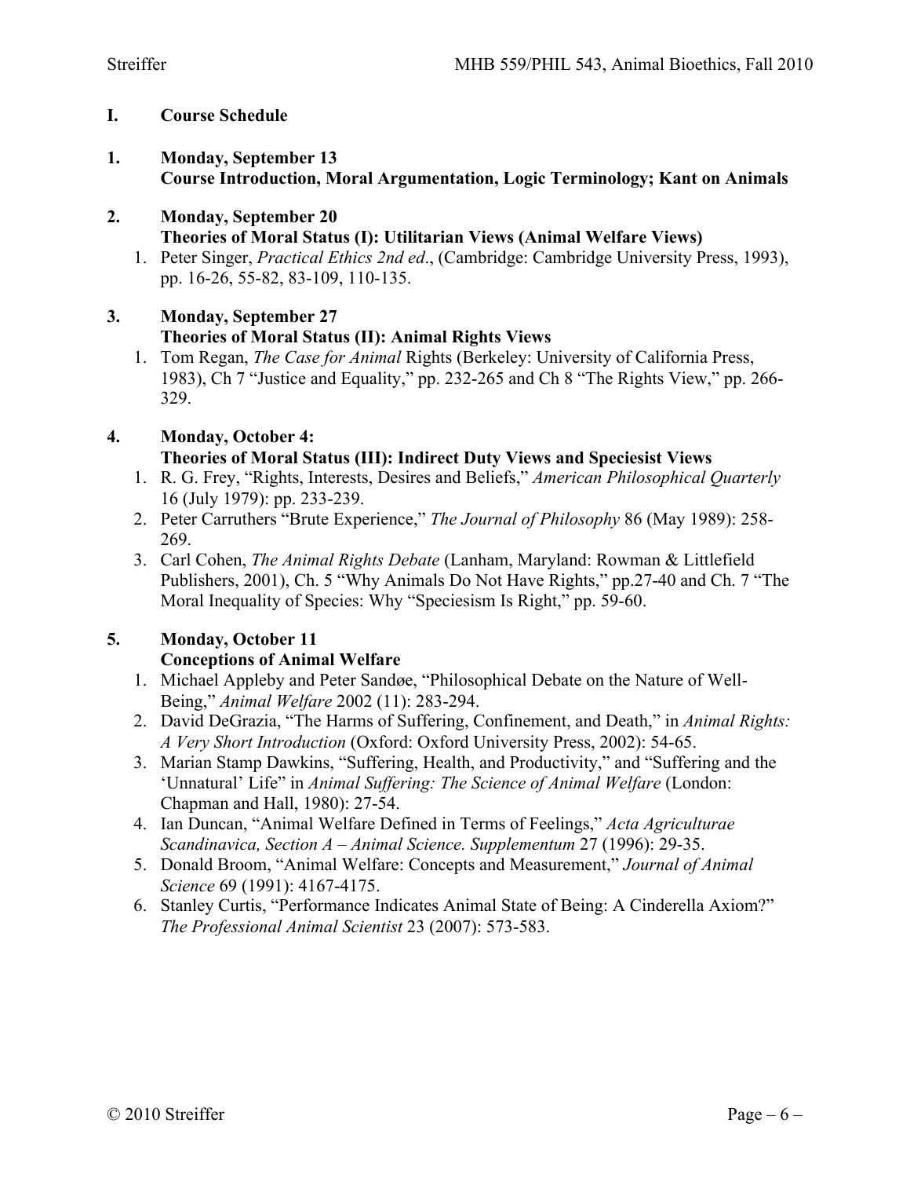## I. Course Schedule

### 1. Monday, September 13
**Course Introduction, Moral Argumentation, Logic Terminology; Kant on Animals**

### 2. Monday, September 20
**Theories of Moral Status (I): Utilitarian Views (Animal Welfare Views)**

1. Peter Singer, *Practical Ethics 2nd ed*., (Cambridge: Cambridge University Press, 1993), pp. 16-26, 55-82, 83-109, 110-135.

### 3. Monday, September 27
**Theories of Moral Status (II): Animal Rights Views**

1. Tom Regan, *The Case for Animal* Rights (Berkeley: University of California Press, 1983), Ch 7 "Justice and Equality," pp. 232-265 and Ch 8 "The Rights View," pp. 266-329.

### 4. Monday, October 4:
**Theories of Moral Status (III): Indirect Duty Views and Speciesist Views**

1. R. G. Frey, "Rights, Interests, Desires and Beliefs," *American Philosophical Quarterly* 16 (July 1979): pp. 233-239.
2. Peter Carruthers "Brute Experience," *The Journal of Philosophy* 86 (May 1989): 258-269.
3. Carl Cohen, *The Animal Rights Debate* (Lanham, Maryland: Rowman & Littlefield Publishers, 2001), Ch. 5 "Why Animals Do Not Have Rights," pp.27-40 and Ch. 7 "The Moral Inequality of Species: Why "Speciesism Is Right," pp. 59-60.

### 5. Monday, October 11
**Conceptions of Animal Welfare**

1. Michael Appleby and Peter Sandøe, "Philosophical Debate on the Nature of Well-Being," *Animal Welfare* 2002 (11): 283-294.
2. David DeGrazia, "The Harms of Suffering, Confinement, and Death," in *Animal Rights: A Very Short Introduction* (Oxford: Oxford University Press, 2002): 54-65.
3. Marian Stamp Dawkins, "Suffering, Health, and Productivity," and "Suffering and the 'Unnatural' Life" in *Animal Suffering: The Science of Animal Welfare* (London: Chapman and Hall, 1980): 27-54.
4. Ian Duncan, "Animal Welfare Defined in Terms of Feelings," *Acta Agriculturae Scandinavica, Section A – Animal Science. Supplementum* 27 (1996): 29-35.
5. Donald Broom, "Animal Welfare: Concepts and Measurement," *Journal of Animal Science* 69 (1991): 4167-4175.
6. Stanley Curtis, "Performance Indicates Animal State of Being: A Cinderella Axiom?" *The Professional Animal Scientist* 23 (2007): 573-583.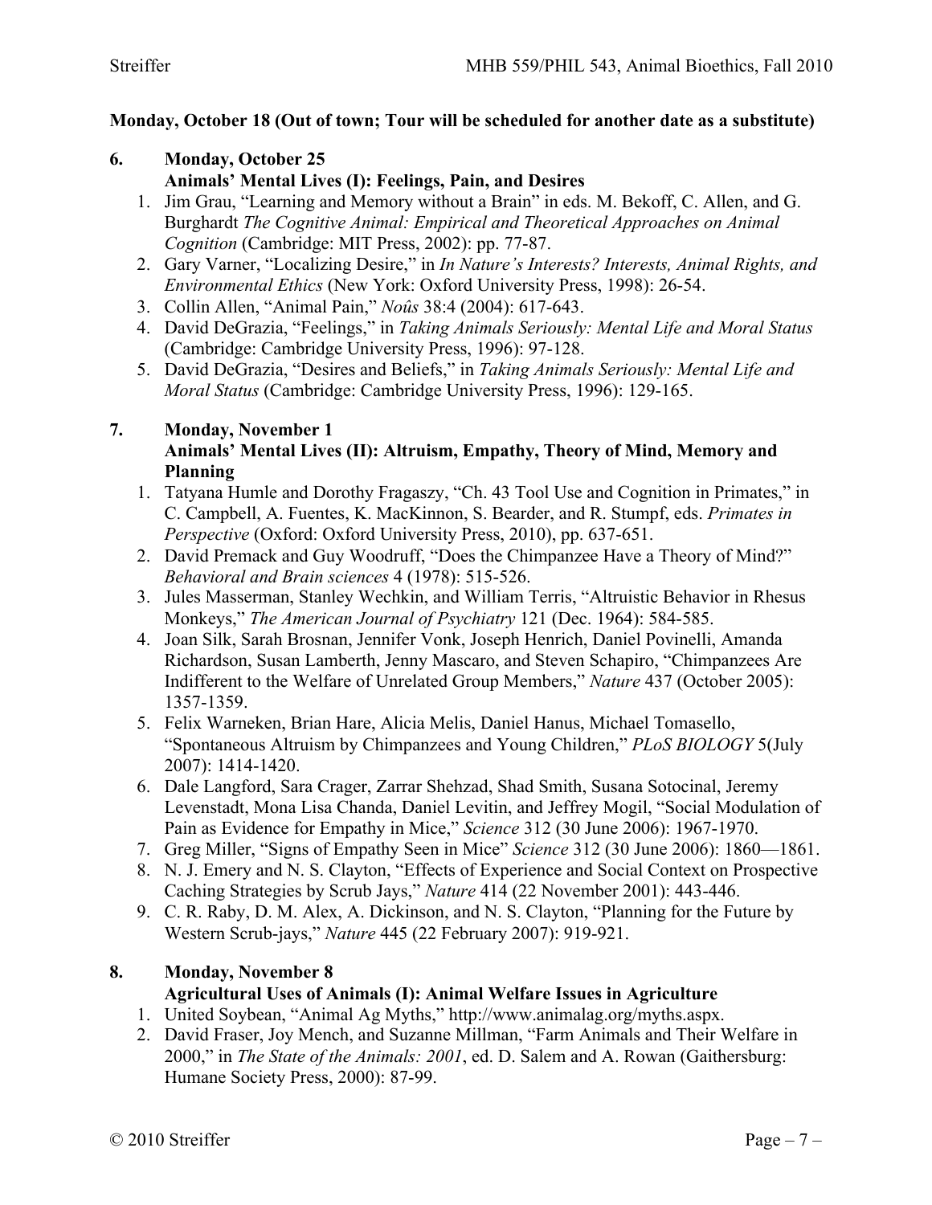**Monday, October 18 (Out of town; Tour will be scheduled for another date as a substitute)**

**6. Monday, October 25**
**Animals' Mental Lives (I): Feelings, Pain, and Desires**

1. Jim Grau, "Learning and Memory without a Brain" in eds. M. Bekoff, C. Allen, and G. Burghardt *The Cognitive Animal: Empirical and Theoretical Approaches on Animal Cognition* (Cambridge: MIT Press, 2002): pp. 77-87.
2. Gary Varner, "Localizing Desire," in *In Nature's Interests? Interests, Animal Rights, and Environmental Ethics* (New York: Oxford University Press, 1998): 26-54.
3. Collin Allen, "Animal Pain," *Noûs* 38:4 (2004): 617-643.
4. David DeGrazia, "Feelings," in *Taking Animals Seriously: Mental Life and Moral Status* (Cambridge: Cambridge University Press, 1996): 97-128.
5. David DeGrazia, "Desires and Beliefs," in *Taking Animals Seriously: Mental Life and Moral Status* (Cambridge: Cambridge University Press, 1996): 129-165.

**7. Monday, November 1**
**Animals' Mental Lives (II): Altruism, Empathy, Theory of Mind, Memory and Planning**

1. Tatyana Humle and Dorothy Fragaszy, "Ch. 43 Tool Use and Cognition in Primates," in C. Campbell, A. Fuentes, K. MacKinnon, S. Bearder, and R. Stumpf, eds. *Primates in Perspective* (Oxford: Oxford University Press, 2010), pp. 637-651.
2. David Premack and Guy Woodruff, "Does the Chimpanzee Have a Theory of Mind?" *Behavioral and Brain sciences* 4 (1978): 515-526.
3. Jules Masserman, Stanley Wechkin, and William Terris, "Altruistic Behavior in Rhesus Monkeys," *The American Journal of Psychiatry* 121 (Dec. 1964): 584-585.
4. Joan Silk, Sarah Brosnan, Jennifer Vonk, Joseph Henrich, Daniel Povinelli, Amanda Richardson, Susan Lamberth, Jenny Mascaro, and Steven Schapiro, "Chimpanzees Are Indifferent to the Welfare of Unrelated Group Members," *Nature* 437 (October 2005): 1357-1359.
5. Felix Warneken, Brian Hare, Alicia Melis, Daniel Hanus, Michael Tomasello, "Spontaneous Altruism by Chimpanzees and Young Children," *PLoS BIOLOGY* 5(July 2007): 1414-1420.
6. Dale Langford, Sara Crager, Zarrar Shehzad, Shad Smith, Susana Sotocinal, Jeremy Levenstadt, Mona Lisa Chanda, Daniel Levitin, and Jeffrey Mogil, "Social Modulation of Pain as Evidence for Empathy in Mice," *Science* 312 (30 June 2006): 1967-1970.
7. Greg Miller, "Signs of Empathy Seen in Mice" *Science* 312 (30 June 2006): 1860—1861.
8. N. J. Emery and N. S. Clayton, "Effects of Experience and Social Context on Prospective Caching Strategies by Scrub Jays," *Nature* 414 (22 November 2001): 443-446.
9. C. R. Raby, D. M. Alex, A. Dickinson, and N. S. Clayton, "Planning for the Future by Western Scrub-jays," *Nature* 445 (22 February 2007): 919-921.

**8. Monday, November 8**
**Agricultural Uses of Animals (I): Animal Welfare Issues in Agriculture**

1. United Soybean, "Animal Ag Myths," http://www.animalag.org/myths.aspx.
2. David Fraser, Joy Mench, and Suzanne Millman, "Farm Animals and Their Welfare in 2000," in *The State of the Animals: 2001*, ed. D. Salem and A. Rowan (Gaithersburg: Humane Society Press, 2000): 87-99.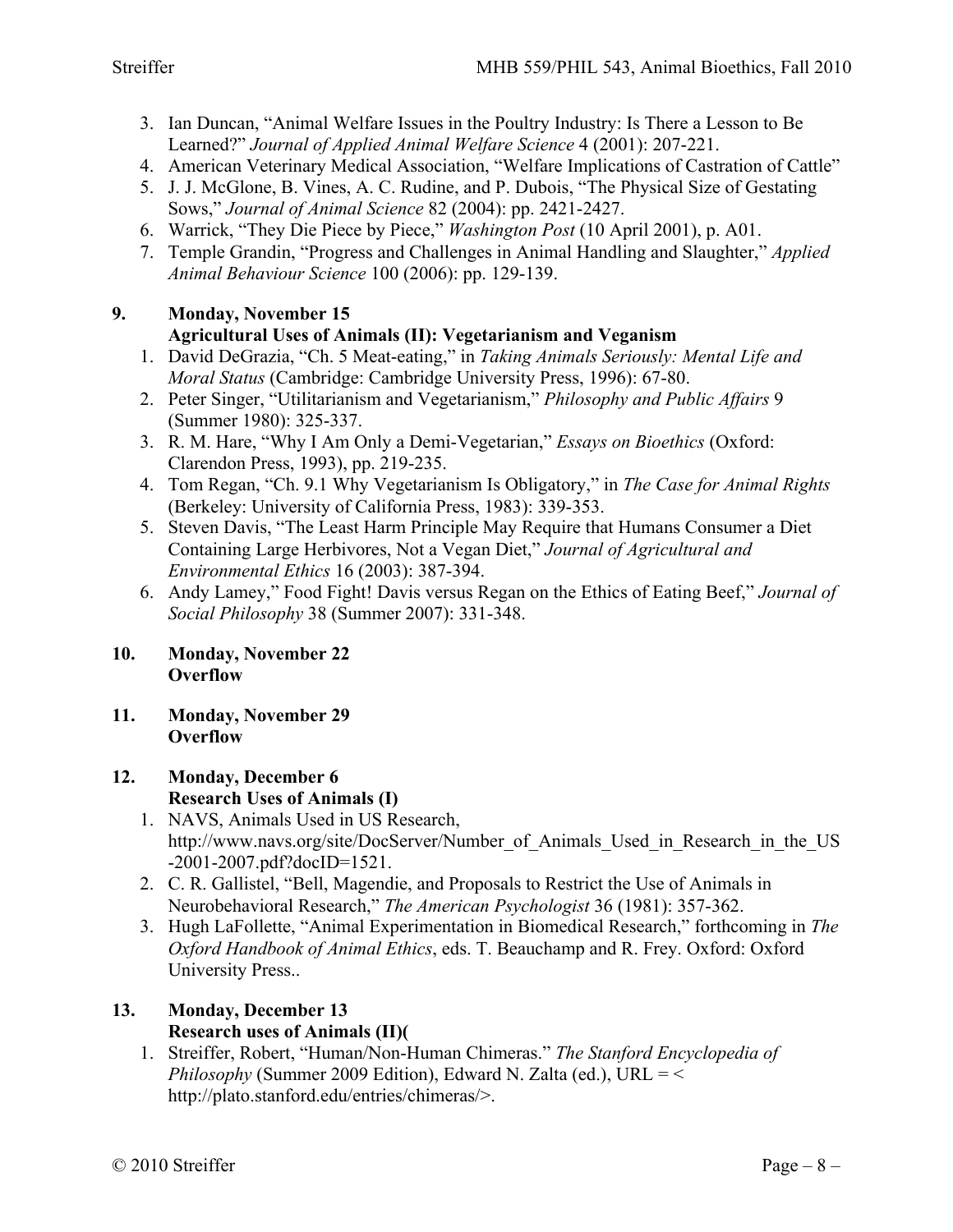3. Ian Duncan, "Animal Welfare Issues in the Poultry Industry: Is There a Lesson to Be Learned?" *Journal of Applied Animal Welfare Science* 4 (2001): 207-221.
4. American Veterinary Medical Association, "Welfare Implications of Castration of Cattle"
5. J. J. McGlone, B. Vines, A. C. Rudine, and P. Dubois, "The Physical Size of Gestating Sows," *Journal of Animal Science* 82 (2004): pp. 2421-2427.
6. Warrick, "They Die Piece by Piece," *Washington Post* (10 April 2001), p. A01.
7. Temple Grandin, "Progress and Challenges in Animal Handling and Slaughter," *Applied Animal Behaviour Science* 100 (2006): pp. 129-139.

**9. Monday, November 15**
**Agricultural Uses of Animals (II): Vegetarianism and Veganism**

1. David DeGrazia, "Ch. 5 Meat-eating," in *Taking Animals Seriously: Mental Life and Moral Status* (Cambridge: Cambridge University Press, 1996): 67-80.
2. Peter Singer, "Utilitarianism and Vegetarianism," *Philosophy and Public Affairs* 9 (Summer 1980): 325-337.
3. R. M. Hare, "Why I Am Only a Demi-Vegetarian," *Essays on Bioethics* (Oxford: Clarendon Press, 1993), pp. 219-235.
4. Tom Regan, "Ch. 9.1 Why Vegetarianism Is Obligatory," in *The Case for Animal Rights* (Berkeley: University of California Press, 1983): 339-353.
5. Steven Davis, "The Least Harm Principle May Require that Humans Consumer a Diet Containing Large Herbivores, Not a Vegan Diet," *Journal of Agricultural and Environmental Ethics* 16 (2003): 387-394.
6. Andy Lamey," Food Fight! Davis versus Regan on the Ethics of Eating Beef," *Journal of Social Philosophy* 38 (Summer 2007): 331-348.

**10. Monday, November 22**
**Overflow**

**11. Monday, November 29**
**Overflow**

**12. Monday, December 6**
**Research Uses of Animals (I)**

1. NAVS, Animals Used in US Research, http://www.navs.org/site/DocServer/Number_of_Animals_Used_in_Research_in_the_US-2001-2007.pdf?docID=1521.
2. C. R. Gallistel, "Bell, Magendie, and Proposals to Restrict the Use of Animals in Neurobehavioral Research," *The American Psychologist* 36 (1981): 357-362.
3. Hugh LaFollette, "Animal Experimentation in Biomedical Research," forthcoming in *The Oxford Handbook of Animal Ethics*, eds. T. Beauchamp and R. Frey. Oxford: Oxford University Press..

**13. Monday, December 13**
**Research uses of Animals (II)(**

1. Streiffer, Robert, "Human/Non-Human Chimeras." *The Stanford Encyclopedia of Philosophy* (Summer 2009 Edition), Edward N. Zalta (ed.), URL = < http://plato.stanford.edu/entries/chimeras/>.